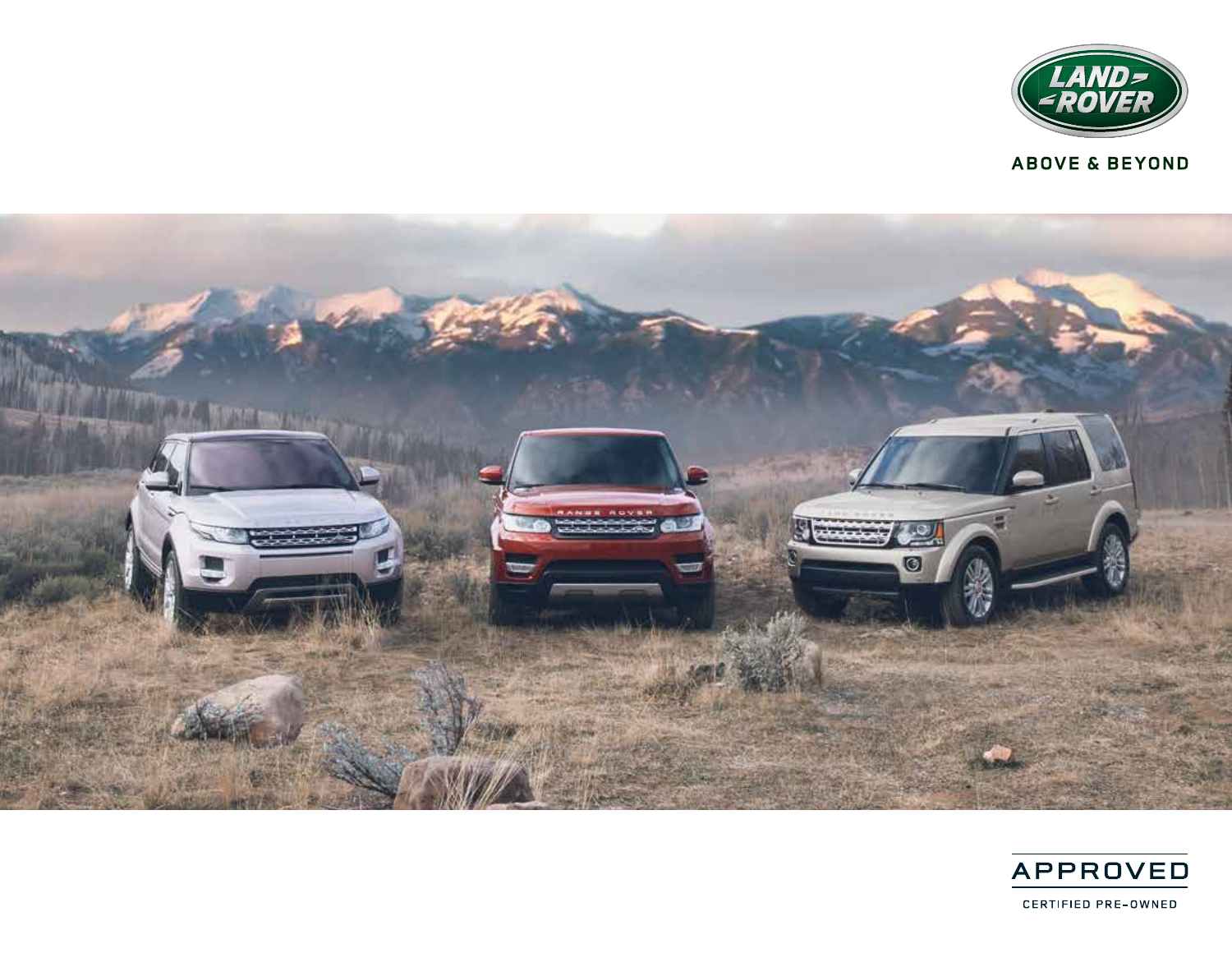LAND ROVER

ABOVE & BEYOND

APPROVED

CERTIFIED PRE-OWNED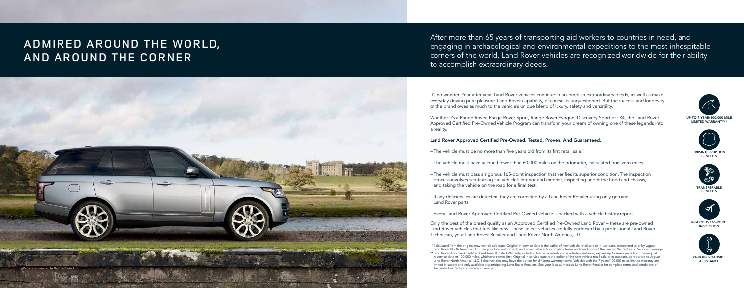# ADMIRED AROUND THE WORLD, AND AROUND THE CORNER

Vehicle shown: 2016 Range Rover HSE

After more than 65 years of transporting aid workers to countries in need, and engaging in archaeological and environmental expeditions to the most inhospitable corners of the world, Land Rover vehicles are recognized worldwide for their ability to accomplish extraordinary deeds.

It's no wonder. Year after year, Land Rover vehicles continue to accomplish extraordinary deeds, as well as make everyday driving pure pleasure. Land Rover capability, of course, is unquestioned. But the success and longevity of the brand owes as much to the vehicle's unique blend of luxury, safety and versatility.

Whether it's a Range Rover, Range Rover Sport, Range Rover Evoque, Discovery Sport or LR4, the Land Rover Approved Certified Pre-Owned Vehicle Program can transform your dream of owning one of these legends into a reality.

**Land Rover Approved Certified Pre-Owned. Tested. Proven. And Guaranteed.**

– The vehicle must be no more than five years old from its first retail sale.*

– The vehicle must have accrued fewer than 60,000 miles on the odometer, calculated from zero miles.

– The vehicle must pass a rigorous 165-point inspection that verifies its superior condition. The inspection process involves scrutinizing the vehicle's interior and exterior, inspecting under the hood and chassis, and taking the vehicle on the road for a final test.

– If any deficiencies are detected, they are corrected by a Land Rover Retailer using only genuine Land Rover parts.

– Every Land Rover Approved Certified Pre-Owned vehicle is backed with a vehicle history report.

Only the best of the breed qualify as an Approved Certified Pre-Owned Land Rover – these are pre-owned Land Rover vehicles that feel like new. These select vehicles are fully endorsed by a professional Land Rover Technician, your Land Rover Retailer and Land Rover North America, LLC.

*Calculated from the original new-vehicle sale date. Original in-service date is the earlier of new-vehicle retail sale or in-use date, as reported to or by Jaguar Land Rover North America, LLC. See your local authorized Land Rover Retailer for complete terms and conditions of the Limited Warranty and Service Coverage.
**Land Rover Approved Certified Pre-Owned Limited Warranty, including limited warranty and roadside assistance, expires up to seven years from the original in-service date or 100,000 miles, whichever comes first. Original in-service date is the earlier of the new-vehicle retail sale or in-use date, as reported to Jaguar Land Rover North America, LLC. Select vehicles may have the option for different warranty terms. Vehicles with the 7 years/100,000 miles limited warranty are limited in supply and only available at participating Land Rover Retailers. See your local authorized Land Rover Retailer for complete terms and conditions of the limited warranty and service coverage.

UP TO 7-YEAR/100,000-MILE LIMITED WARRANTY**

TRIP-INTERRUPTION BENEFITS

TRANSFERABLE BENEFITS

RIGOROUS 165-POINT INSPECTION

24-HOUR ROADSIDE ASSISTANCE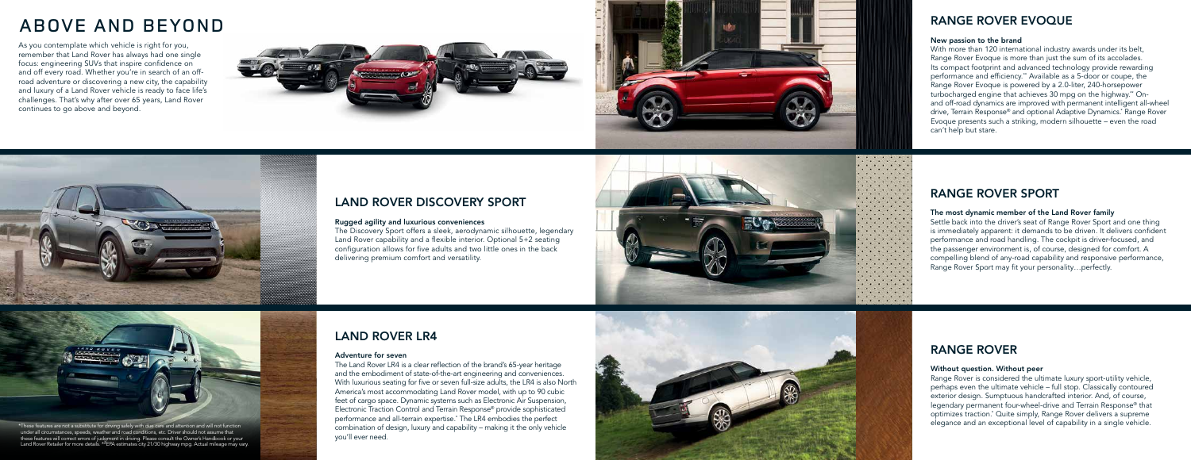# ABOVE AND BEYOND

As you contemplate which vehicle is right for you, remember that Land Rover has always had one single focus: engineering SUVs that inspire confidence on and off every road. Whether you're in search of an off-road adventure or discovering a new city, the capability and luxury of a Land Rover vehicle is ready to face life's challenges. That's why after over 65 years, Land Rover continues to go above and beyond.

## RANGE ROVER EVOQUE

**New passion to the brand**

With more than 120 international industry awards under its belt, Range Rover Evoque is more than just the sum of its accolades. Its compact footprint and advanced technology provide rewarding performance and efficiency.** Available as a 5-door or coupe, the Range Rover Evoque is powered by a 2.0-liter, 240-horsepower turbocharged engine that achieves 30 mpg on the highway.** On- and off-road dynamics are improved with permanent intelligent all-wheel drive, Terrain Response® and optional Adaptive Dynamics.* Range Rover Evoque presents such a striking, modern silhouette – even the road can't help but stare.

## LAND ROVER DISCOVERY SPORT

**Rugged agility and luxurious conveniences**

The Discovery Sport offers a sleek, aerodynamic silhouette, legendary Land Rover capability and a flexible interior. Optional 5+2 seating configuration allows for five adults and two little ones in the back delivering premium comfort and versatility.

## RANGE ROVER SPORT

**The most dynamic member of the Land Rover family**

Settle back into the driver's seat of Range Rover Sport and one thing is immediately apparent: it demands to be driven. It delivers confident performance and road handling. The cockpit is driver-focused, and the passenger environment is, of course, designed for comfort. A compelling blend of any-road capability and responsive performance, Range Rover Sport may fit your personality…perfectly.

## LAND ROVER LR4

**Adventure for seven**

The Land Rover LR4 is a clear reflection of the brand's 65-year heritage and the embodiment of state-of-the-art engineering and conveniences. With luxurious seating for five or seven full-size adults, the LR4 is also North America's most accommodating Land Rover model, with up to 90 cubic feet of cargo space. Dynamic systems such as Electronic Air Suspension, Electronic Traction Control and Terrain Response® provide sophisticated performance and all-terrain expertise.* The LR4 embodies the perfect combination of design, luxury and capability – making it the only vehicle you'll ever need.

## RANGE ROVER

**Without question. Without peer**

Range Rover is considered the ultimate luxury sport-utility vehicle, perhaps even the ultimate vehicle – full stop. Classically contoured exterior design. Sumptuous handcrafted interior. And, of course, legendary permanent four-wheel-drive and Terrain Response® that optimizes traction.* Quite simply, Range Rover delivers a supreme elegance and an exceptional level of capability in a single vehicle.

*These features are not a substitute for driving safely with due care and attention and will not function under all circumstances, speeds, weather and road conditions, etc. Driver should not assume that these features will correct errors of judgment in driving. Please consult the Owner's Handbook or your Land Rover Retailer for more details. **EPA estimates city 21/30 highway mpg. Actual mileage may vary.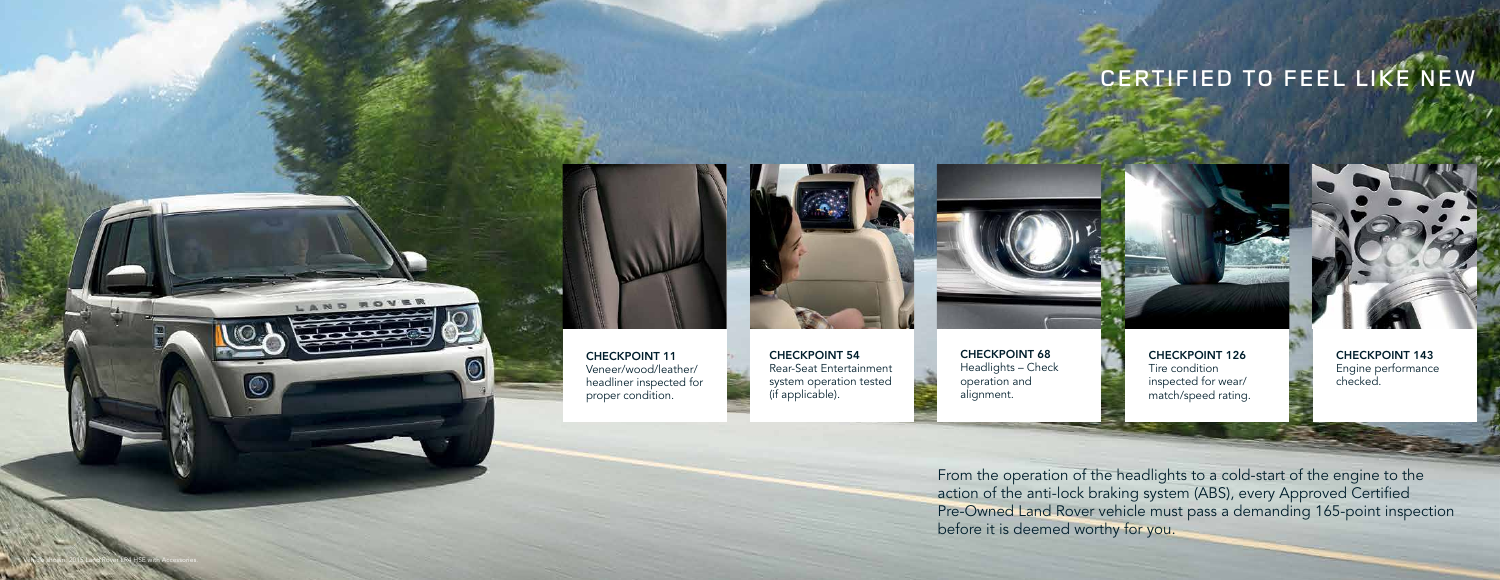# CERTIFIED TO FEEL LIKE NEW

**CHECKPOINT 11**
Veneer/wood/leather/headliner inspected for proper condition.

**CHECKPOINT 54**
Rear-Seat Entertainment system operation tested (if applicable).

**CHECKPOINT 68**
Headlights – Check operation and alignment.

**CHECKPOINT 126**
Tire condition inspected for wear/match/speed rating.

**CHECKPOINT 143**
Engine performance checked.

From the operation of the headlights to a cold-start of the engine to the action of the anti-lock braking system (ABS), every Approved Certified Pre-Owned Land Rover vehicle must pass a demanding 165-point inspection before it is deemed worthy for you.

Vehicle shown: 2015 Land Rover LR4 HSE with Accessories.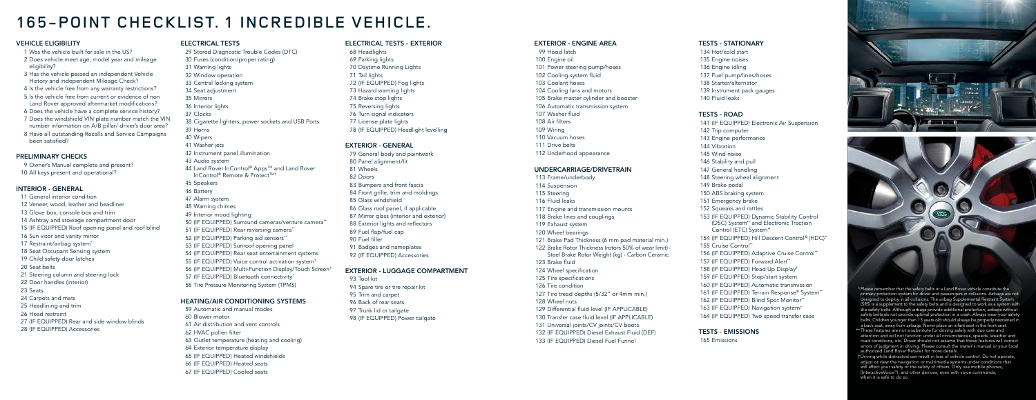# 165-POINT CHECKLIST. 1 INCREDIBLE VEHICLE.

## VEHICLE ELIGIBILITY

1 Was the vehicle built for sale in the US?
2 Does vehicle meet age, model year and mileage eligibility?
3 Has the vehicle passed an independent Vehicle History and independent Mileage Check?
4 Is the vehicle free from any warranty restrictions?
5 Is the vehicle free from current or evidence of non Land Rover approved aftermarket modifications?
6 Does the vehicle have a complete service history?
7 Does the windshield VIN plate number match the VIN number information on A/B pillar/ driver's door area?
8 Have all outstanding Recalls and Service Campaigns been satisfied?

## PRELIMINARY CHECKS

9 Owner's Manual complete and present?
10 All keys present and operational?

## INTERIOR - GENERAL

11 General interior condition
12 Veneer, wood, leather and headliner
13 Glove box, console box and trim
14 Ashtray and stowage compartment door
15 (IF EQUIPPED) Roof opening panel and roof blind
16 Sun visor and vanity mirror
17 Restraint/airbag system*
18 Seat Occupant Sensing system
19 Child safety door latches
20 Seat belts
21 Steering column and steering lock
22 Door handles (interior)
23 Seats
24 Carpets and mats
25 Headlining and trim
26 Head restraint
27 (IF EQUIPPED) Rear and side window blinds
28 (IF EQUIPPED) Accessories

## ELECTRICAL TESTS

29 Stored Diagnostic Trouble Codes (DTC)
30 Fuses (condition/proper rating)
31 Warning lights
32 Window operation
33 Central locking system
34 Seat adjustment
35 Mirrors
36 Interior lights
37 Clocks
38 Cigarette lighters, power sockets and USB Ports
39 Horns
40 Wipers
41 Washer jets
42 Instrument panel illumination
43 Audio system
44 Land Rover InControl® Apps™ and Land Rover InControl® Remote & Protect™†
45 Speakers
46 Battery
47 Alarm system
48 Warning chimes
49 Interior mood lighting
50 (IF EQUIPPED) Surround cameras/venture camera**
51 (IF EQUIPPED) Rear reversing camera**
52 (IF EQUIPPED) Parking aid sensors**
53 (IF EQUIPPED) Sunroof opening panel
54 (IF EQUIPPED) Rear seat entertainment systems
55 (IF EQUIPPED) Voice control activation system†
56 (IF EQUIPPED) Multi-Function Display/Touch Screen†
57 (IF EQUIPPED) Bluetooth connectivity†
58 Tire Pressure Monitoring System (TPMS)

## HEATING/AIR CONDITIONING SYSTEMS

59 Automatic and manual modes
60 Blower motor
61 Air distribution and vent controls
62 HVAC pollen filter
63 Outlet temperature (heating and cooling)
64 Exterior temperature display
65 (IF EQUIPPED) Heated windshields
66 (IF EQUIPPED) Heated seats
67 (IF EQUIPPED) Cooled seats

## ELECTRICAL TESTS - EXTERIOR

68 Headlights
69 Parking lights
70 Daytime Running Lights
71 Tail lights
72 (IF EQUIPPED) Fog lights
73 Hazard warning lights
74 Brake stop lights
75 Reversing lights
76 Turn signal indicators
77 License plate lights
78 (IF EQUIPPED) Headlight levelling

## EXTERIOR - GENERAL

79 General body and paintwork
80 Panel alignment/fit
81 Wheels
82 Doors
83 Bumpers and front fascia
84 Front grille, trim and moldings
85 Glass windshield
86 Glass roof panel, if applicable
87 Mirror glass (interior and exterior)
88 Exterior lights and reflectors
89 Fuel flap/fuel cap
90 Fuel filler
91 Badges and nameplates
92 (IF EQUIPPED) Accessories

## EXTERIOR - LUGGAGE COMPARTMENT

93 Tool kit
94 Spare tire or tire repair kit
95 Trim and carpet
96 Back of rear seats
97 Trunk lid or tailgate
98 (IF EQUIPPED) Power tailgate

## EXTERIOR - ENGINE AREA

99 Hood latch
100 Engine oil
101 Power steering pump/hoses
102 Cooling system fluid
103 Coolant hoses
104 Cooling fans and motors
105 Brake master cylinder and booster
106 Automatic transmission system
107 Washer fluid
108 Air filters
109 Wiring
110 Vacuum hoses
111 Drive belts
112 Underhood appearance

## UNDERCARRIAGE/DRIVETRAIN

113 Frame/underbody
114 Suspension
115 Steering
116 Fluid leaks
117 Engine and transmission mounts
118 Brake lines and couplings
119 Exhaust system
120 Wheel bearings
121 Brake Pad Thickness (6 mm pad material min.)
122 Brake Rotor Thickness (rotors 50% of wear limit) - Steel Brake Rotor Weight (kg) - Carbon Ceramic
123 Brake fluid
124 Wheel specification
125 Tire specifications
126 Tire condition
127 Tire tread depths (5/32" or 4mm min.)
128 Wheel nuts
129 Differential fluid level (IF APPLICABLE)
130 Transfer case fluid level (IF APPLICABLE)
131 Universal joints/CV joints/CV boots
132 (IF EQUIPPED) Diesel Exhaust Fluid (DEF)
133 (IF EQUIPPED) Diesel Fuel Funnel

## TESTS - STATIONARY

134 Hot/cold start
135 Engine noises
136 Engine idling
137 Fuel pump/lines/hoses
138 Starter/alternator
139 Instrument pack gauges
140 Fluid leaks

## TESTS - ROAD

141 (IF EQUIPPED) Electronic Air Suspension
142 Trip computer
143 Engine performance
144 Vibration
145 Wind noise
146 Stability and pull
147 General handling
148 Steering wheel alignment
149 Brake pedal
150 ABS braking system
151 Emergency brake
152 Squeaks and rattles
153 (IF EQUIPPED) Dynamic Stability Control (DSC) System** and Electronic Traction Control (ETC) System**
154 (IF EQUIPPED) Hill Descent Control® (HDC)**
155 Cruise Control**
156 (IF EQUIPPED) Adaptive Cruise Control**
157 (IF EQUIPPED) Forward Alert**
158 (IF EQUIPPED) Head Up Display†
159 (IF EQUIPPED) Stop/start system
160 (IF EQUIPPED) Automatic transmission
161 (IF EQUIPPED) Terrain Response® System**
162 (IF EQUIPPED) Blind Spot Monitor**
163 (IF EQUIPPED) Navigation system†
164 (IF EQUIPPED) Two speed transfer case

## TESTS - EMISSIONS

165 Emissions

*Please remember that the safety belts in a Land Rover vehicle constitute the primary protection system for driver and passengers in collisions. Airbags are not designed to deploy in all collisions. The airbag Supplemental Restraint System (SRS) is a supplement to the safety belts and is designed to work as a system with the safety belts. Although airbags provide additional protection, airbags without safety belts do not provide optimal protection in a crash. Always wear your safety belts. Children younger than 13 years old should always be properly restrained in a back seat, away from airbags. Never place an infant seat in the front seat.

**These features are not a substitute for driving safely with due care and attention and will not function under all circumstances, speeds, weather and road conditions, etc. Driver should not assume that these features will correct errors of judgment in driving. Please consult the owner's manual or your local authorized Land Rover Retailer for more details.

†Driving while distracted can result in loss of vehicle control. Do not operate, adjust or view the navigation or multimedia systems under conditions that will affect your safety or the safety of others. Only use mobile phones, (InteractiveVoice™), and other devices, even with voice commands, when it is safe to do so.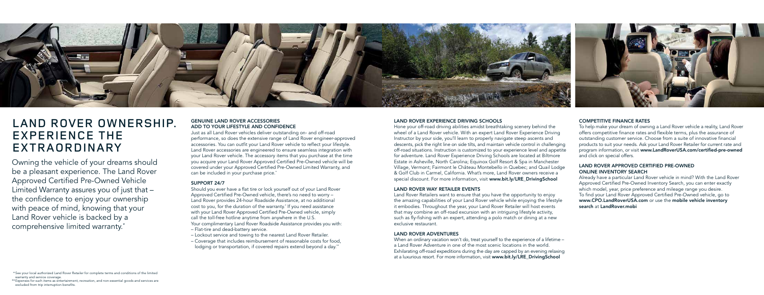# LAND ROVER OWNERSHIP. EXPERIENCE THE EXTRAORDINARY

Owning the vehicle of your dreams should be a pleasant experience. The Land Rover Approved Certified Pre-Owned Vehicle Limited Warranty assures you of just that – the confidence to enjoy your ownership with peace of mind, knowing that your Land Rover vehicle is backed by a comprehensive limited warranty.*

### GENUINE LAND ROVER ACCESSORIES ADD TO YOUR LIFESTYLE AND CONFIDENCE

Just as all Land Rover vehicles deliver outstanding on- and off-road performance, so does the extensive range of Land Rover engineer-approved accessories. You can outfit your Land Rover vehicle to reflect your lifestyle. Land Rover accessories are engineered to ensure seamless integration with your Land Rover vehicle. The accessory items that you purchase at the time you acquire your Land Rover Approved Certified Pre-Owned vehicle will be covered under your Approved Certified Pre-Owned Limited Warranty, and can be included in your purchase price.*

### SUPPORT 24/7

Should you ever have a flat tire or lock yourself out of your Land Rover Approved Certified Pre-Owned vehicle, there's no need to worry – Land Rover provides 24-hour Roadside Assistance, at no additional cost to you, for the duration of the warranty.* If you need assistance with your Land Rover Approved Certified Pre-Owned vehicle, simply call the toll-free hotline anytime from anywhere in the U.S.

Your complimentary Land Rover Roadside Assistance provides you with:

- Flat-tire and dead-battery service.
- Lockout service and towing to the nearest Land Rover Retailer.
- Coverage that includes reimbursement of reasonable costs for food, lodging or transportation, if covered repairs extend beyond a day.**

### LAND ROVER EXPERIENCE DRIVING SCHOOLS

Hone your off-road driving abilities amidst breathtaking scenery behind the wheel of a Land Rover vehicle. With an expert Land Rover Experience Driving Instructor by your side, you'll learn to properly navigate steep ascents and descents, pick the right line on side tilts, and maintain vehicle control in challenging off-road situations. Instruction is customized to your experience level and appetite for adventure. Land Rover Experience Driving Schools are located at Biltmore Estate in Asheville, North Carolina; Equinox Golf Resort & Spa in Manchester Village, Vermont; Fairmont le Château Montebello in Quebec; and Quail Lodge & Golf Club in Carmel, California. What's more, Land Rover owners receive a special discount. For more information, visit **www.bit.ly/LRE_DrivingSchool**

### LAND ROVER WAY RETAILER EVENTS

Land Rover Retailers want to ensure that you have the opportunity to enjoy the amazing capabilities of your Land Rover vehicle while enjoying the lifestyle it embodies. Throughout the year, your Land Rover Retailer will host events that may combine an off-road excursion with an intriguing lifestyle activity, such as fly-fishing with an expert, attending a polo match or dining at a new exclusive restaurant.

### LAND ROVER ADVENTURES

When an ordinary vacation won't do, treat yourself to the experience of a lifetime – a Land Rover Adventure in one of the most scenic locations in the world. Exhilarating off-road expeditions during the day are capped by an evening relaxing at a luxurious resort. For more information, visit **www.bit.ly/LRE_DrivingSchool**

### COMPETITIVE FINANCE RATES

To help make your dream of owning a Land Rover vehicle a reality, Land Rover offers competitive finance rates and flexible terms, plus the assurance of outstanding customer service. Choose from a suite of innovative financial products to suit your needs. Ask your Land Rover Retailer for current rate and program information, or visit **www.LandRoverUSA.com/certified-pre-owned** and click on special offers.

### LAND ROVER APPROVED CERTIFIED PRE-OWNED ONLINE INVENTORY SEARCH

Already have a particular Land Rover vehicle in mind? With the Land Rover Approved Certified Pre-Owned Inventory Search, you can enter exactly which model, year, price preference and mileage range you desire. To find your Land Rover Approved Certified Pre-Owned vehicle, go to **www.CPO.LandRoverUSA.com** or use the **mobile vehicle inventory search** at **LandRover.mobi**

\* See your local authorized Land Rover Retailer for complete terms and conditions of the limited warranty and service coverage.

\*\* Expenses for such items as entertainment, recreation, and non-essential goods and services are excluded from trip interruption benefits.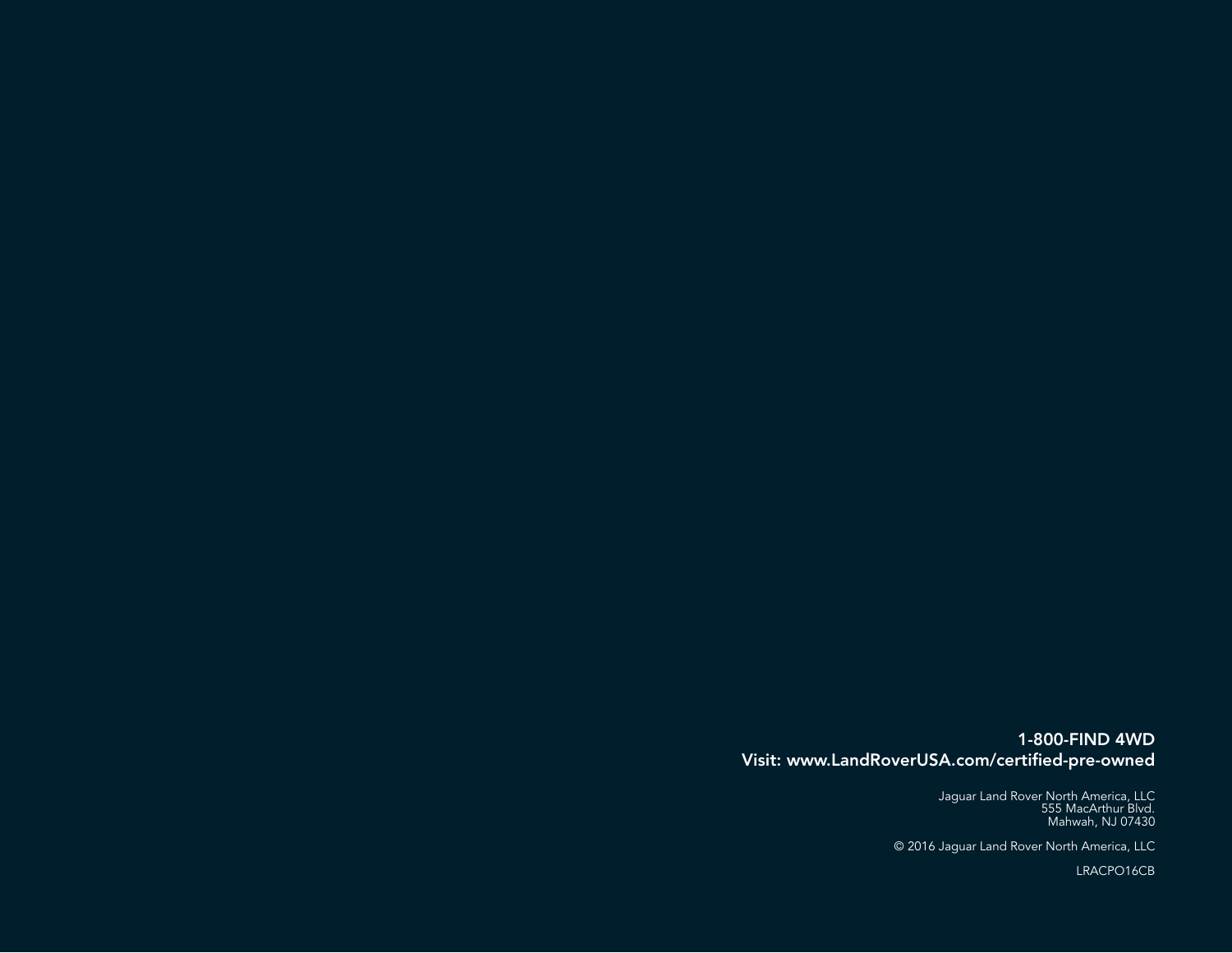**1-800-FIND 4WD**
**Visit: www.LandRoverUSA.com/certified-pre-owned**

Jaguar Land Rover North America, LLC
555 MacArthur Blvd.
Mahwah, NJ 07430

© 2016 Jaguar Land Rover North America, LLC

LRACPO16CB